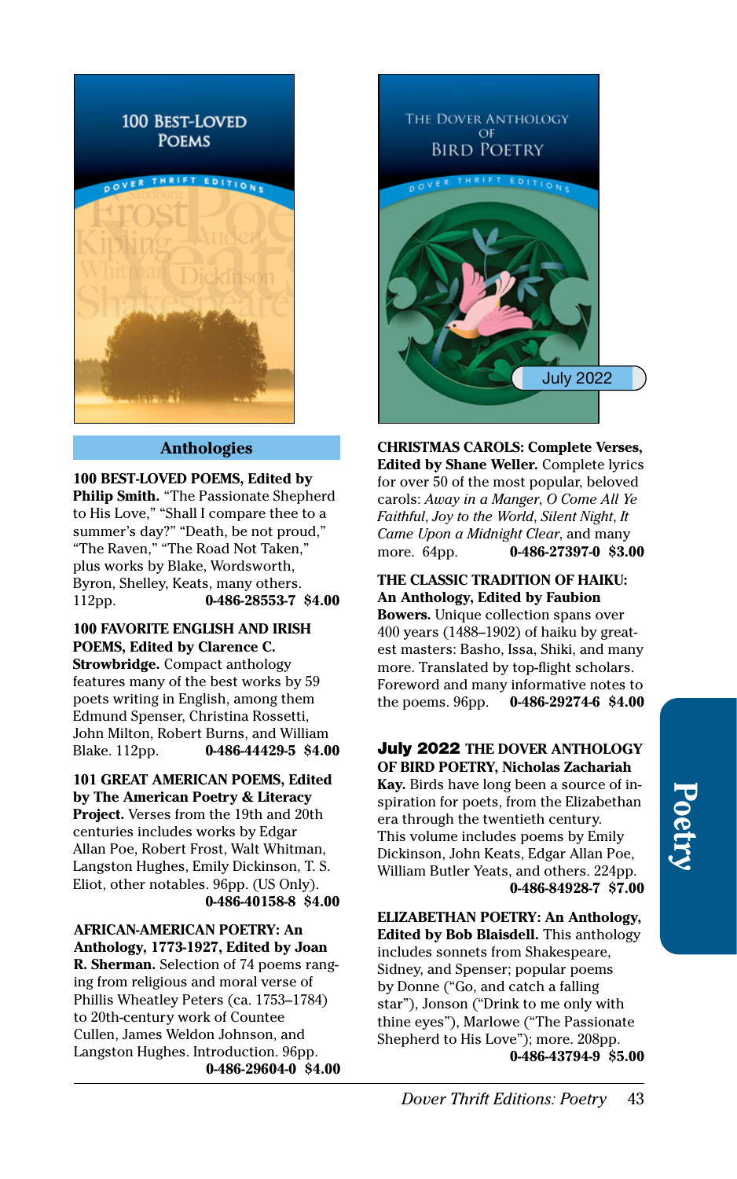## Anthologies

**100 BEST-LOVED POEMS, Edited by Philip Smith.** "The Passionate Shepherd to His Love," "Shall I compare thee to a summer's day?" "Death, be not proud," "The Raven," "The Road Not Taken," plus works by Blake, Wordsworth, Byron, Shelley, Keats, many others. 112pp. **0-486-28553-7 $4.00**

**100 FAVORITE ENGLISH AND IRISH POEMS, Edited by Clarence C. Strowbridge.** Compact anthology features many of the best works by 59 poets writing in English, among them Edmund Spenser, Christina Rossetti, John Milton, Robert Burns, and William Blake. 112pp. **0-486-44429-5 $4.00**

**101 GREAT AMERICAN POEMS, Edited by The American Poetry & Literacy Project.** Verses from the 19th and 20th centuries includes works by Edgar Allan Poe, Robert Frost, Walt Whitman, Langston Hughes, Emily Dickinson, T. S. Eliot, other notables. 96pp. (US Only). **0-486-40158-8 $4.00**

**AFRICAN-AMERICAN POETRY: An Anthology, 1773-1927, Edited by Joan R. Sherman.** Selection of 74 poems ranging from religious and moral verse of Phillis Wheatley Peters (ca. 1753–1784) to 20th-century work of Countee Cullen, James Weldon Johnson, and Langston Hughes. Introduction. 96pp. **0-486-29604-0 $4.00**

**CHRISTMAS CAROLS: Complete Verses, Edited by Shane Weller.** Complete lyrics for over 50 of the most popular, beloved carols: *Away in a Manger*, *O Come All Ye Faithful*, *Joy to the World*, *Silent Night*, *It Came Upon a Midnight Clear*, and many more. 64pp. **0-486-27397-0 $3.00**

**THE CLASSIC TRADITION OF HAIKU: An Anthology, Edited by Faubion Bowers.** Unique collection spans over 400 years (1488–1902) of haiku by greatest masters: Basho, Issa, Shiki, and many more. Translated by top-flight scholars. Foreword and many informative notes to the poems. 96pp. **0-486-29274-6 $4.00**

**July 2022 THE DOVER ANTHOLOGY OF BIRD POETRY, Nicholas Zachariah Kay.** Birds have long been a source of inspiration for poets, from the Elizabethan era through the twentieth century. This volume includes poems by Emily Dickinson, John Keats, Edgar Allan Poe, William Butler Yeats, and others. 224pp. **0-486-84928-7 $7.00**

**ELIZABETHAN POETRY: An Anthology, Edited by Bob Blaisdell.** This anthology includes sonnets from Shakespeare, Sidney, and Spenser; popular poems by Donne ("Go, and catch a falling star"), Jonson ("Drink to me only with thine eyes"), Marlowe ("The Passionate Shepherd to His Love"); more. 208pp. **0-486-43794-9 $5.00**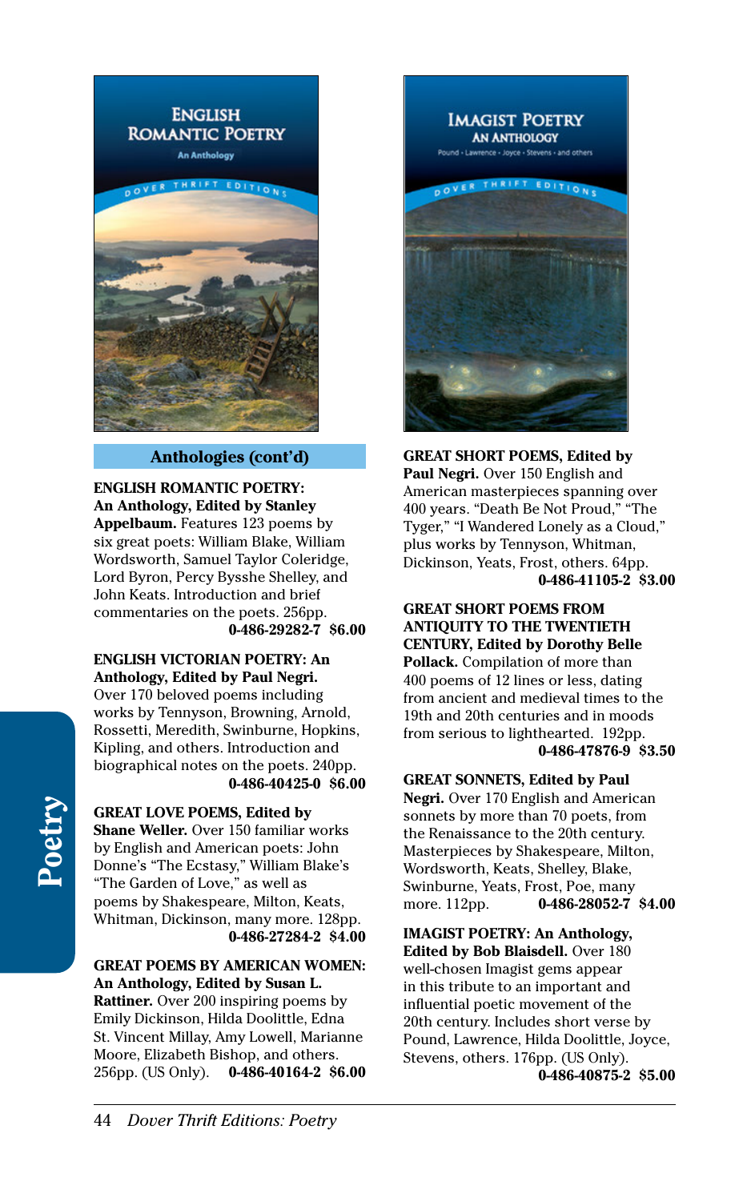## Anthologies (cont'd)

**ENGLISH ROMANTIC POETRY: An Anthology, Edited by Stanley Appelbaum.** Features 123 poems by six great poets: William Blake, William Wordsworth, Samuel Taylor Coleridge, Lord Byron, Percy Bysshe Shelley, and John Keats. Introduction and brief commentaries on the poets. 256pp.
**0-486-29282-7 $6.00**

**ENGLISH VICTORIAN POETRY: An Anthology, Edited by Paul Negri.** Over 170 beloved poems including works by Tennyson, Browning, Arnold, Rossetti, Meredith, Swinburne, Hopkins, Kipling, and others. Introduction and biographical notes on the poets. 240pp.
**0-486-40425-0 $6.00**

**GREAT LOVE POEMS, Edited by Shane Weller.** Over 150 familiar works by English and American poets: John Donne's "The Ecstasy," William Blake's "The Garden of Love," as well as poems by Shakespeare, Milton, Keats, Whitman, Dickinson, many more. 128pp.
**0-486-27284-2 $4.00**

**GREAT POEMS BY AMERICAN WOMEN: An Anthology, Edited by Susan L. Rattiner.** Over 200 inspiring poems by Emily Dickinson, Hilda Doolittle, Edna St. Vincent Millay, Amy Lowell, Marianne Moore, Elizabeth Bishop, and others. 256pp. (US Only). **0-486-40164-2 $6.00**

**GREAT SHORT POEMS, Edited by Paul Negri.** Over 150 English and American masterpieces spanning over 400 years. "Death Be Not Proud," "The Tyger," "I Wandered Lonely as a Cloud," plus works by Tennyson, Whitman, Dickinson, Yeats, Frost, others. 64pp.
**0-486-41105-2 $3.00**

**GREAT SHORT POEMS FROM ANTIQUITY TO THE TWENTIETH CENTURY, Edited by Dorothy Belle Pollack.** Compilation of more than 400 poems of 12 lines or less, dating from ancient and medieval times to the 19th and 20th centuries and in moods from serious to lighthearted. 192pp.
**0-486-47876-9 $3.50**

**GREAT SONNETS, Edited by Paul Negri.** Over 170 English and American sonnets by more than 70 poets, from the Renaissance to the 20th century. Masterpieces by Shakespeare, Milton, Wordsworth, Keats, Shelley, Blake, Swinburne, Yeats, Frost, Poe, many more. 112pp. **0-486-28052-7 $4.00**

**IMAGIST POETRY: An Anthology, Edited by Bob Blaisdell.** Over 180 well-chosen Imagist gems appear in this tribute to an important and influential poetic movement of the 20th century. Includes short verse by Pound, Lawrence, Hilda Doolittle, Joyce, Stevens, others. 176pp. (US Only).
**0-486-40875-2 $5.00**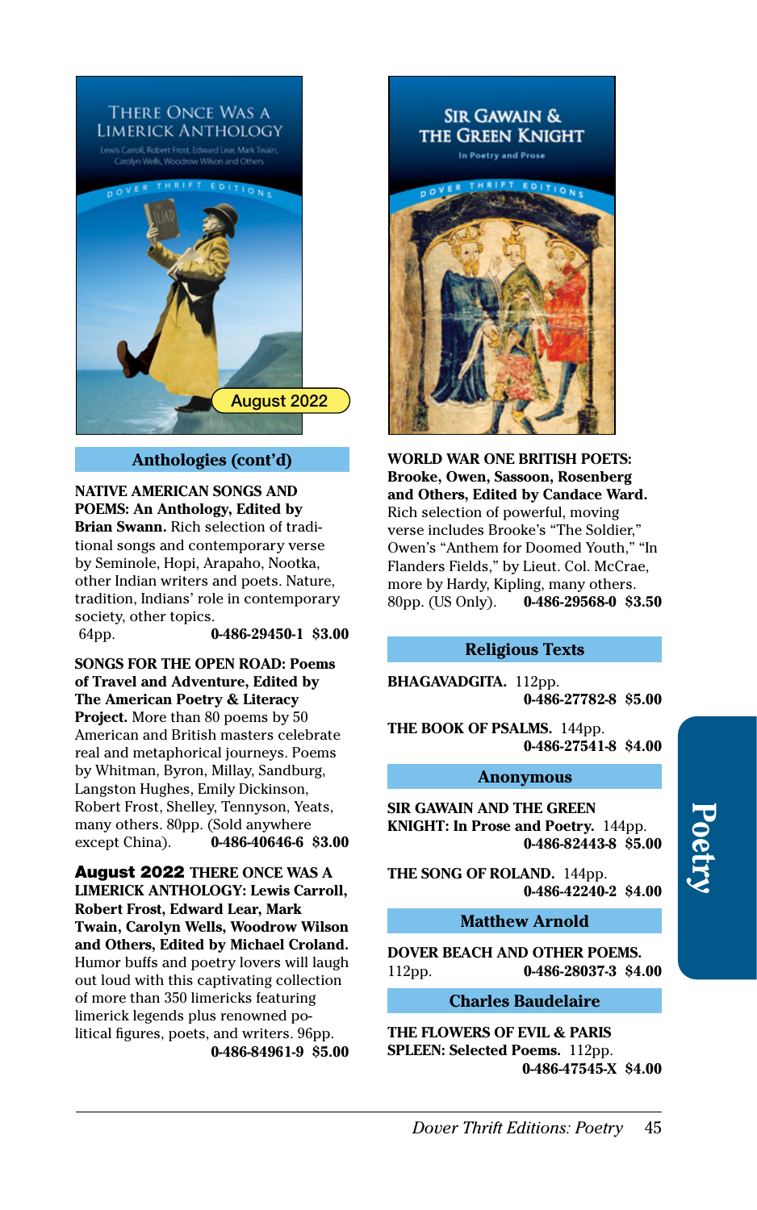## Anthologies (cont'd)

**NATIVE AMERICAN SONGS AND POEMS: An Anthology, Edited by Brian Swann.** Rich selection of traditional songs and contemporary verse by Seminole, Hopi, Arapaho, Nootka, other Indian writers and poets. Nature, tradition, Indians' role in contemporary society, other topics.
64pp. **0-486-29450-1 $3.00**

**SONGS FOR THE OPEN ROAD: Poems of Travel and Adventure, Edited by The American Poetry & Literacy Project.** More than 80 poems by 50 American and British masters celebrate real and metaphorical journeys. Poems by Whitman, Byron, Millay, Sandburg, Langston Hughes, Emily Dickinson, Robert Frost, Shelley, Tennyson, Yeats, many others. 80pp. (Sold anywhere except China). **0-486-40646-6 $3.00**

**August 2022 THERE ONCE WAS A LIMERICK ANTHOLOGY: Lewis Carroll, Robert Frost, Edward Lear, Mark Twain, Carolyn Wells, Woodrow Wilson and Others, Edited by Michael Croland.** Humor buffs and poetry lovers will laugh out loud with this captivating collection of more than 350 limericks featuring limerick legends plus renowned political figures, poets, and writers. 96pp. **0-486-84961-9 $5.00**

**WORLD WAR ONE BRITISH POETS: Brooke, Owen, Sassoon, Rosenberg and Others, Edited by Candace Ward.** Rich selection of powerful, moving verse includes Brooke's "The Soldier," Owen's "Anthem for Doomed Youth," "In Flanders Fields," by Lieut. Col. McCrae, more by Hardy, Kipling, many others. 80pp. (US Only). **0-486-29568-0 $3.50**

## Religious Texts

**BHAGAVADGITA.** 112pp. **0-486-27782-8 $5.00**

**THE BOOK OF PSALMS.** 144pp. **0-486-27541-8 $4.00**

## Anonymous

**SIR GAWAIN AND THE GREEN KNIGHT: In Prose and Poetry.** 144pp. **0-486-82443-8 $5.00**

**THE SONG OF ROLAND.** 144pp. **0-486-42240-2 $4.00**

## Matthew Arnold

**DOVER BEACH AND OTHER POEMS.** 112pp. **0-486-28037-3 $4.00**

## Charles Baudelaire

**THE FLOWERS OF EVIL & PARIS SPLEEN: Selected Poems.** 112pp. **0-486-47545-X $4.00**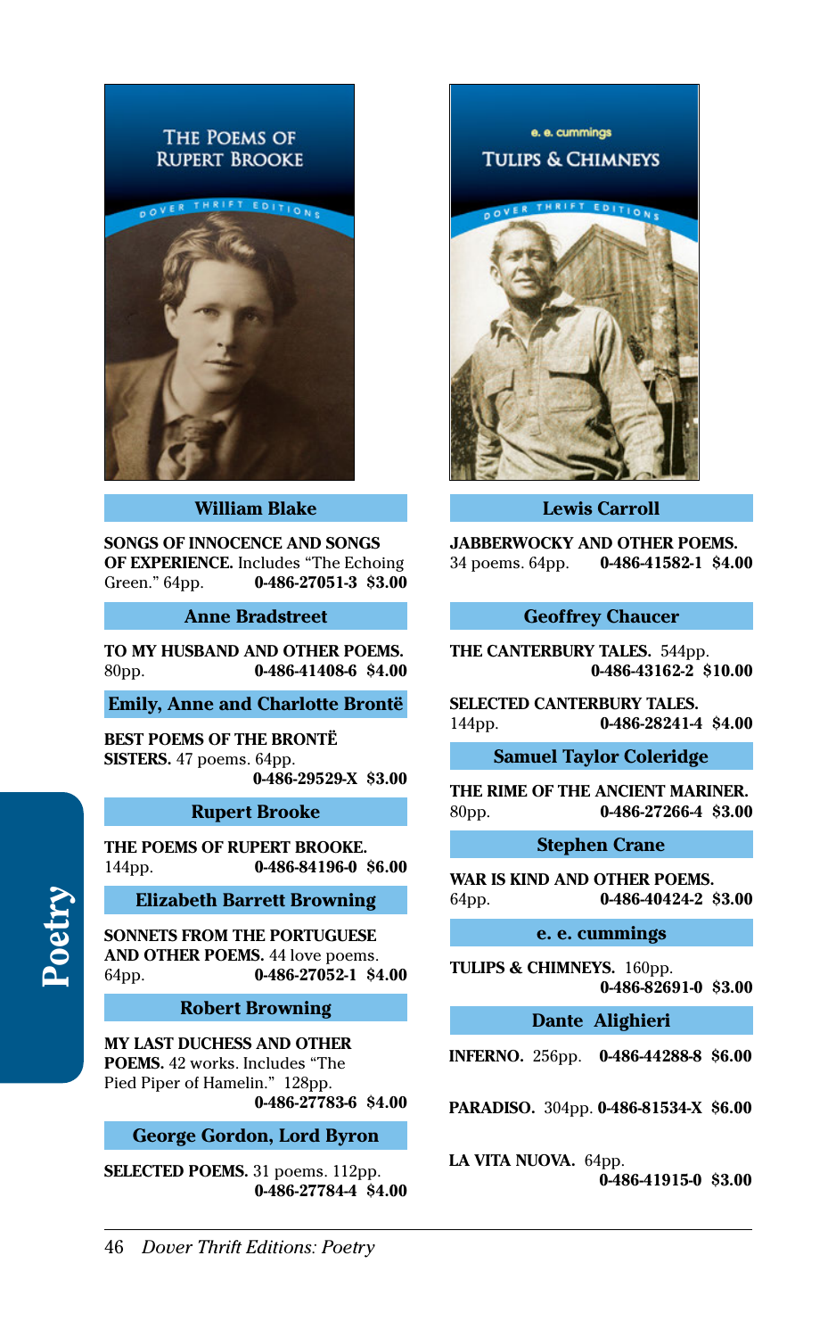## William Blake

**SONGS OF INNOCENCE AND SONGS OF EXPERIENCE.** Includes "The Echoing Green." 64pp. **0-486-27051-3 $3.00**

## Anne Bradstreet

**TO MY HUSBAND AND OTHER POEMS.** 80pp. **0-486-41408-6 $4.00**

## Emily, Anne and Charlotte Brontë

**BEST POEMS OF THE BRONTË SISTERS.** 47 poems. 64pp. **0-486-29529-X $3.00**

## Rupert Brooke

**THE POEMS OF RUPERT BROOKE.** 144pp. **0-486-84196-0 $6.00**

## Elizabeth Barrett Browning

**SONNETS FROM THE PORTUGUESE AND OTHER POEMS.** 44 love poems. 64pp. **0-486-27052-1 $4.00**

## Robert Browning

**MY LAST DUCHESS AND OTHER POEMS.** 42 works. Includes "The Pied Piper of Hamelin." 128pp. **0-486-27783-6 $4.00**

## George Gordon, Lord Byron

**SELECTED POEMS.** 31 poems. 112pp. **0-486-27784-4 $4.00**

## Lewis Carroll

**JABBERWOCKY AND OTHER POEMS.** 34 poems. 64pp. **0-486-41582-1 $4.00**

## Geoffrey Chaucer

**THE CANTERBURY TALES.** 544pp. **0-486-43162-2 $10.00**

**SELECTED CANTERBURY TALES.** 144pp. **0-486-28241-4 $4.00**

## Samuel Taylor Coleridge

**THE RIME OF THE ANCIENT MARINER.** 80pp. **0-486-27266-4 $3.00**

## Stephen Crane

**WAR IS KIND AND OTHER POEMS.** 64pp. **0-486-40424-2 $3.00**

## e. e. cummings

**TULIPS & CHIMNEYS.** 160pp. **0-486-82691-0 $3.00**

## Dante Alighieri

**INFERNO.** 256pp. **0-486-44288-8 $6.00**

**PARADISO.** 304pp. **0-486-81534-X $6.00**

**LA VITA NUOVA.** 64pp. **0-486-41915-0 $3.00**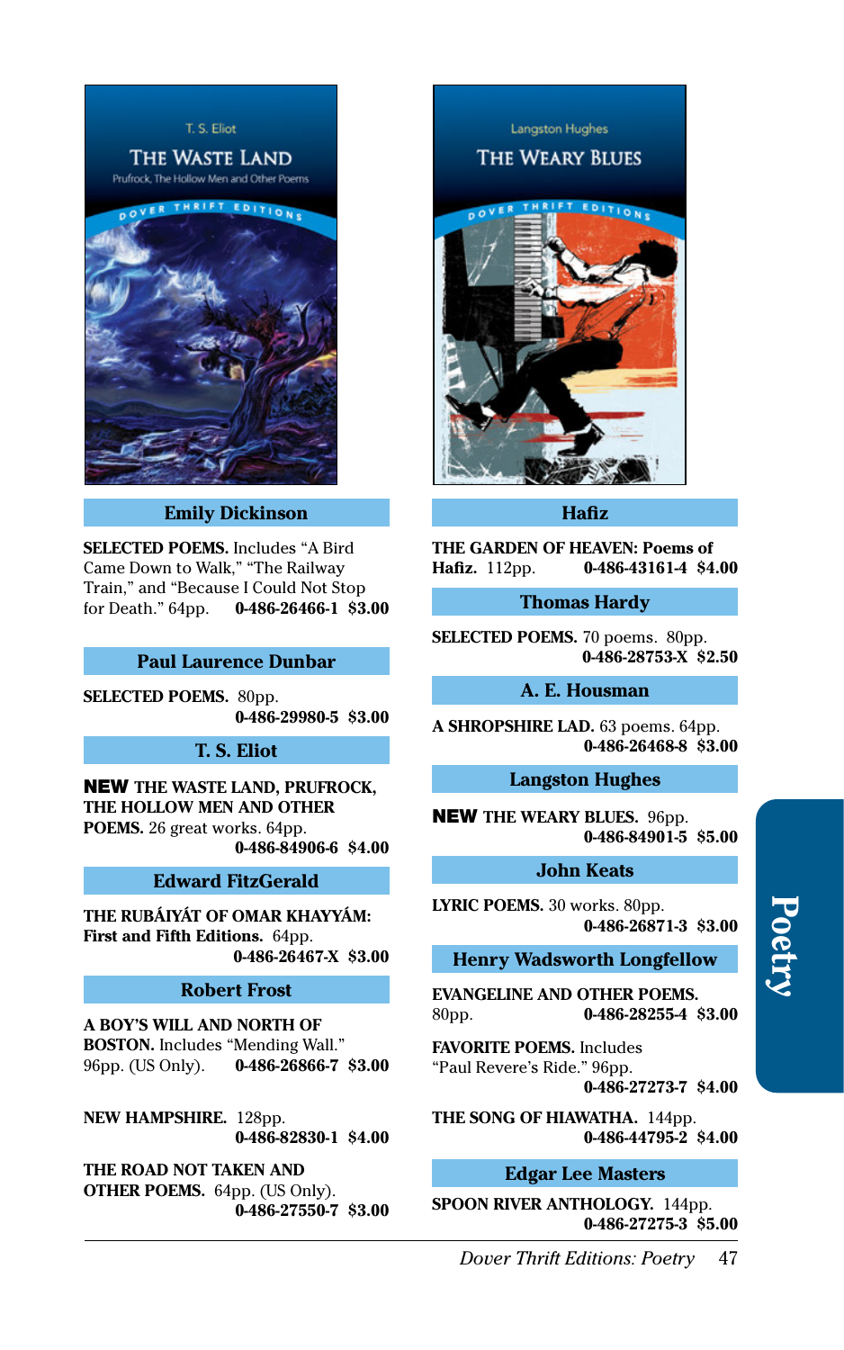## Emily Dickinson

**SELECTED POEMS.** Includes "A Bird Came Down to Walk," "The Railway Train," and "Because I Could Not Stop for Death." 64pp. **0-486-26466-1 $3.00**

## Paul Laurence Dunbar

**SELECTED POEMS.** 80pp. **0-486-29980-5 $3.00**

## T. S. Eliot

**NEW THE WASTE LAND, PRUFROCK, THE HOLLOW MEN AND OTHER POEMS.** 26 great works. 64pp. **0-486-84906-6 $4.00**

## Edward FitzGerald

**THE RUBÁIYÁT OF OMAR KHAYYÁM: First and Fifth Editions.** 64pp. **0-486-26467-X $3.00**

## Robert Frost

**A BOY'S WILL AND NORTH OF BOSTON.** Includes "Mending Wall." 96pp. (US Only). **0-486-26866-7 $3.00**

**NEW HAMPSHIRE.** 128pp. **0-486-82830-1 $4.00**

**THE ROAD NOT TAKEN AND OTHER POEMS.** 64pp. (US Only). **0-486-27550-7 $3.00**

## Hafiz

**THE GARDEN OF HEAVEN: Poems of Hafiz.** 112pp. **0-486-43161-4 $4.00**

## Thomas Hardy

**SELECTED POEMS.** 70 poems. 80pp. **0-486-28753-X $2.50**

## A. E. Housman

**A SHROPSHIRE LAD.** 63 poems. 64pp. **0-486-26468-8 $3.00**

## Langston Hughes

**NEW THE WEARY BLUES.** 96pp. **0-486-84901-5 $5.00**

## John Keats

**LYRIC POEMS.** 30 works. 80pp. **0-486-26871-3 $3.00**

## Henry Wadsworth Longfellow

**EVANGELINE AND OTHER POEMS.** 80pp. **0-486-28255-4 $3.00**

**FAVORITE POEMS.** Includes "Paul Revere's Ride." 96pp. **0-486-27273-7 $4.00**

**THE SONG OF HIAWATHA.** 144pp. **0-486-44795-2 $4.00**

## Edgar Lee Masters

**SPOON RIVER ANTHOLOGY.** 144pp. **0-486-27275-3 $5.00**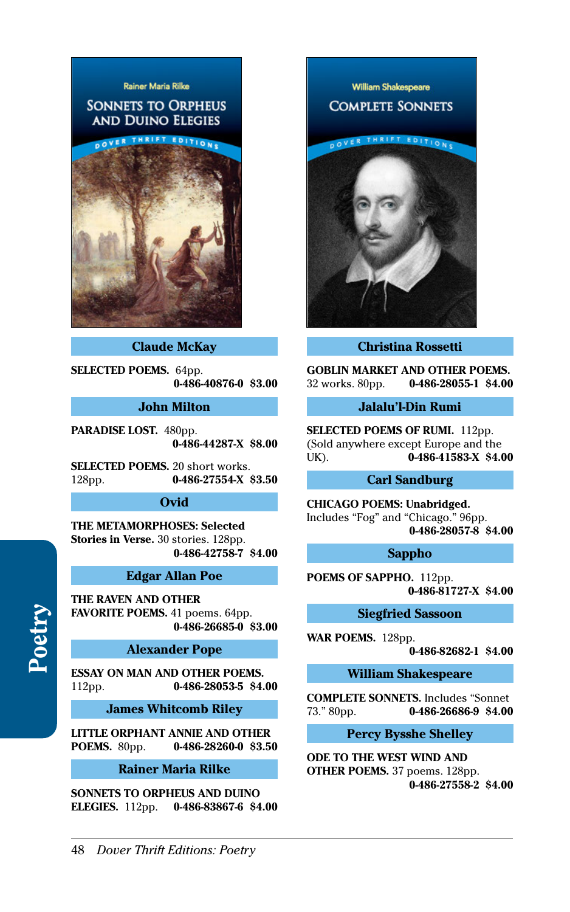## Claude McKay

**SELECTED POEMS.** 64pp.
**0-486-40876-0 $3.00**

## John Milton

**PARADISE LOST.** 480pp.
**0-486-44287-X $8.00**

**SELECTED POEMS.** 20 short works. 128pp. **0-486-27554-X $3.50**

## Ovid

**THE METAMORPHOSES: Selected Stories in Verse.** 30 stories. 128pp.
**0-486-42758-7 $4.00**

## Edgar Allan Poe

**THE RAVEN AND OTHER FAVORITE POEMS.** 41 poems. 64pp.
**0-486-26685-0 $3.00**

## Alexander Pope

**ESSAY ON MAN AND OTHER POEMS.** 112pp. **0-486-28053-5 $4.00**

## James Whitcomb Riley

**LITTLE ORPHANT ANNIE AND OTHER POEMS.** 80pp. **0-486-28260-0 $3.50**

## Rainer Maria Rilke

**SONNETS TO ORPHEUS AND DUINO ELEGIES.** 112pp. **0-486-83867-6 $4.00**

## Christina Rossetti

**GOBLIN MARKET AND OTHER POEMS.** 32 works. 80pp. **0-486-28055-1 $4.00**

## Jalalu'l-Din Rumi

**SELECTED POEMS OF RUMI.** 112pp. (Sold anywhere except Europe and the UK). **0-486-41583-X $4.00**

## Carl Sandburg

**CHICAGO POEMS: Unabridged.** Includes "Fog" and "Chicago." 96pp.
**0-486-28057-8 $4.00**

## Sappho

**POEMS OF SAPPHO.** 112pp.
**0-486-81727-X $4.00**

## Siegfried Sassoon

**WAR POEMS.** 128pp.
**0-486-82682-1 $4.00**

## William Shakespeare

**COMPLETE SONNETS.** Includes "Sonnet 73." 80pp. **0-486-26686-9 $4.00**

## Percy Bysshe Shelley

**ODE TO THE WEST WIND AND OTHER POEMS.** 37 poems. 128pp.
**0-486-27558-2 $4.00**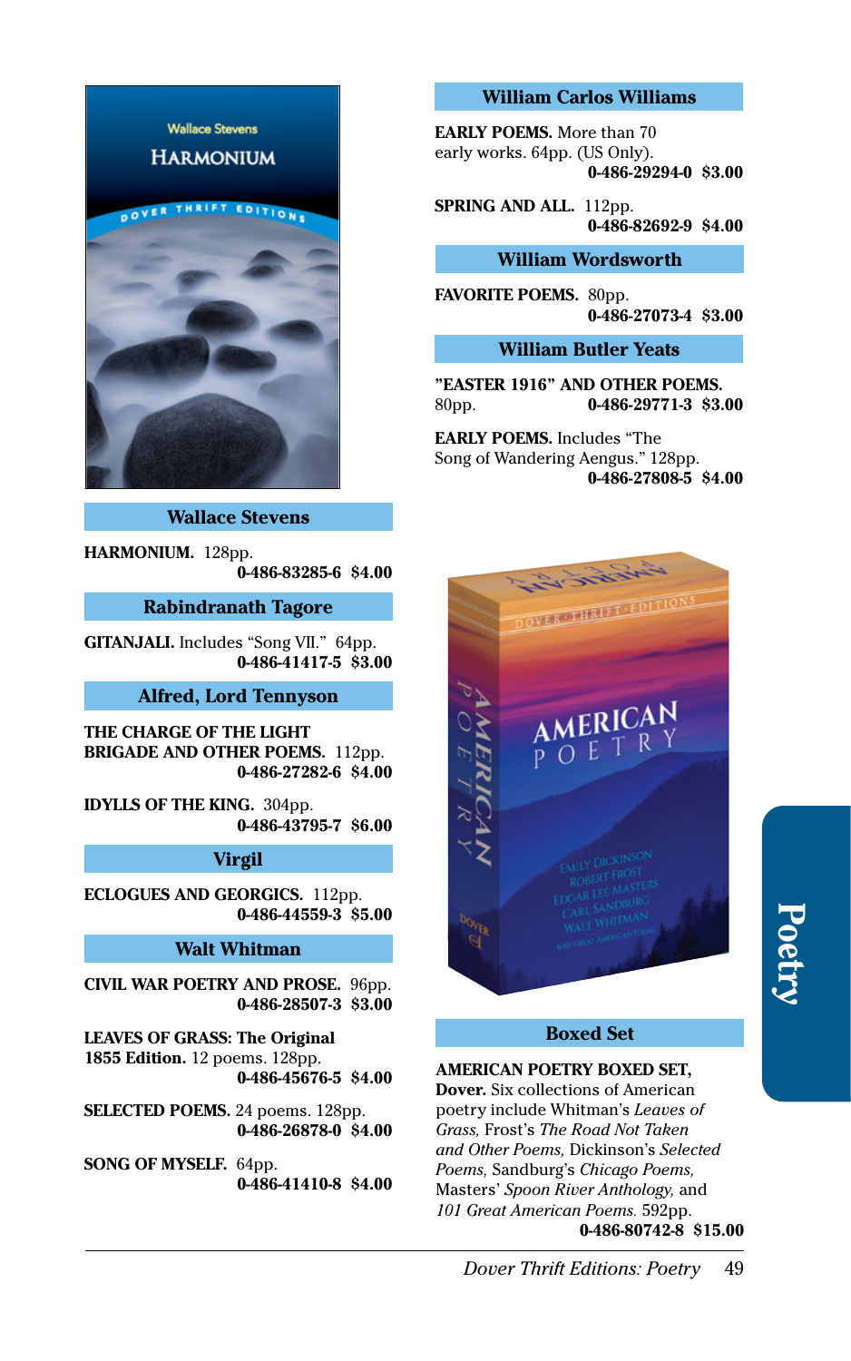## Wallace Stevens

**HARMONIUM.** 128pp.
**0-486-83285-6 $4.00**

## Rabindranath Tagore

**GITANJALI.** Includes "Song VII." 64pp.
**0-486-41417-5 $3.00**

## Alfred, Lord Tennyson

**THE CHARGE OF THE LIGHT BRIGADE AND OTHER POEMS.** 112pp.
**0-486-27282-6 $4.00**

**IDYLLS OF THE KING.** 304pp.
**0-486-43795-7 $6.00**

## Virgil

**ECLOGUES AND GEORGICS.** 112pp.
**0-486-44559-3 $5.00**

## Walt Whitman

**CIVIL WAR POETRY AND PROSE.** 96pp.
**0-486-28507-3 $3.00**

**LEAVES OF GRASS: The Original 1855 Edition.** 12 poems. 128pp.
**0-486-45676-5 $4.00**

**SELECTED POEMS.** 24 poems. 128pp.
**0-486-26878-0 $4.00**

**SONG OF MYSELF.** 64pp.
**0-486-41410-8 $4.00**

## William Carlos Williams

**EARLY POEMS.** More than 70 early works. 64pp. (US Only).
**0-486-29294-0 $3.00**

**SPRING AND ALL.** 112pp.
**0-486-82692-9 $4.00**

## William Wordsworth

**FAVORITE POEMS.** 80pp.
**0-486-27073-4 $3.00**

## William Butler Yeats

**"EASTER 1916" AND OTHER POEMS.** 80pp.
**0-486-29771-3 $3.00**

**EARLY POEMS.** Includes "The Song of Wandering Aengus." 128pp.
**0-486-27808-5 $4.00**

## Boxed Set

**AMERICAN POETRY BOXED SET, Dover.** Six collections of American poetry include Whitman's *Leaves of Grass,* Frost's *The Road Not Taken and Other Poems,* Dickinson's *Selected Poems,* Sandburg's *Chicago Poems,* Masters' *Spoon River Anthology,* and *101 Great American Poems.* 592pp.
**0-486-80742-8 $15.00**